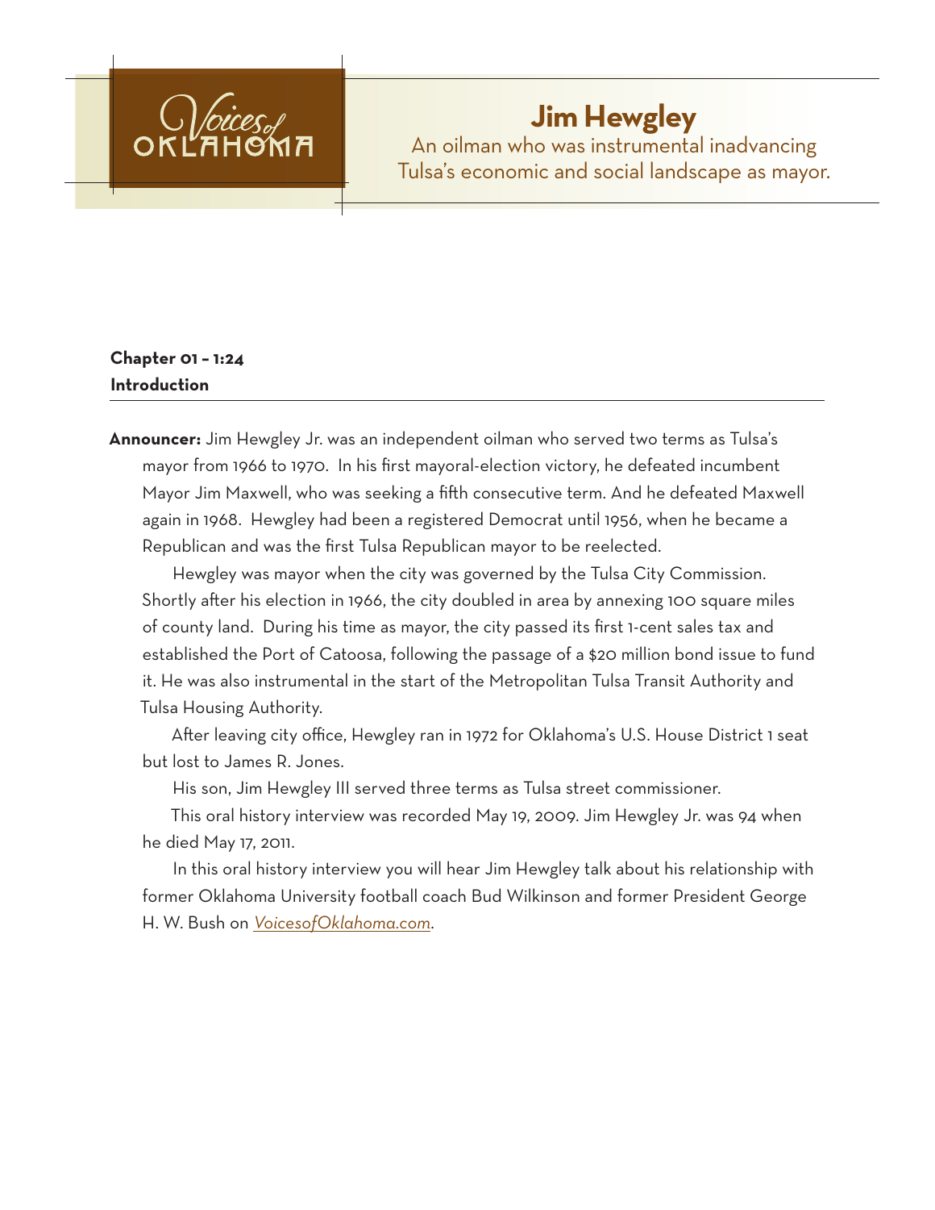Voices of OKLAHOMA

# Jim Hewgley

An oilman who was instrumental inadvancing Tulsa's economic and social landscape as mayor.

**Chapter 01 – 1:24**
**Introduction**

**Announcer:** Jim Hewgley Jr. was an independent oilman who served two terms as Tulsa's mayor from 1966 to 1970. In his first mayoral-election victory, he defeated incumbent Mayor Jim Maxwell, who was seeking a fifth consecutive term. And he defeated Maxwell again in 1968. Hewgley had been a registered Democrat until 1956, when he became a Republican and was the first Tulsa Republican mayor to be reelected.

Hewgley was mayor when the city was governed by the Tulsa City Commission. Shortly after his election in 1966, the city doubled in area by annexing 100 square miles of county land. During his time as mayor, the city passed its first 1-cent sales tax and established the Port of Catoosa, following the passage of a $20 million bond issue to fund it. He was also instrumental in the start of the Metropolitan Tulsa Transit Authority and Tulsa Housing Authority.

After leaving city office, Hewgley ran in 1972 for Oklahoma's U.S. House District 1 seat but lost to James R. Jones.

His son, Jim Hewgley III served three terms as Tulsa street commissioner.

This oral history interview was recorded May 19, 2009. Jim Hewgley Jr. was 94 when he died May 17, 2011.

In this oral history interview you will hear Jim Hewgley talk about his relationship with former Oklahoma University football coach Bud Wilkinson and former President George H. W. Bush on *VoicesofOklahoma.com*.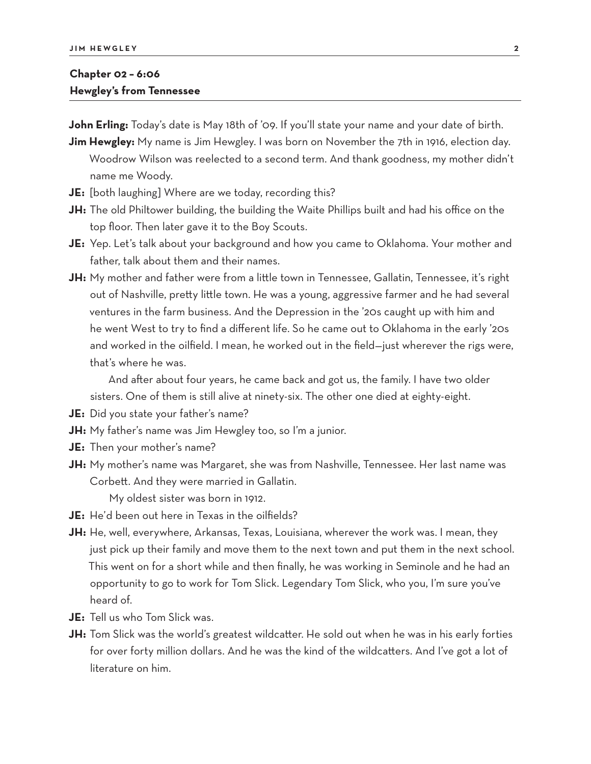## Chapter 02 – 6:06
## Hewgley's from Tennessee

**John Erling:** Today's date is May 18th of '09. If you'll state your name and your date of birth.

**Jim Hewgley:** My name is Jim Hewgley. I was born on November the 7th in 1916, election day. Woodrow Wilson was reelected to a second term. And thank goodness, my mother didn't name me Woody.

**JE:** [both laughing] Where are we today, recording this?

**JH:** The old Philtower building, the building the Waite Phillips built and had his office on the top floor. Then later gave it to the Boy Scouts.

**JE:** Yep. Let's talk about your background and how you came to Oklahoma. Your mother and father, talk about them and their names.

**JH:** My mother and father were from a little town in Tennessee, Gallatin, Tennessee, it's right out of Nashville, pretty little town. He was a young, aggressive farmer and he had several ventures in the farm business. And the Depression in the '20s caught up with him and he went West to try to find a different life. So he came out to Oklahoma in the early '20s and worked in the oilfield. I mean, he worked out in the field—just wherever the rigs were, that's where he was.

And after about four years, he came back and got us, the family. I have two older sisters. One of them is still alive at ninety-six. The other one died at eighty-eight.

**JE:** Did you state your father's name?

**JH:** My father's name was Jim Hewgley too, so I'm a junior.

**JE:** Then your mother's name?

**JH:** My mother's name was Margaret, she was from Nashville, Tennessee. Her last name was Corbett. And they were married in Gallatin.

My oldest sister was born in 1912.

**JE:** He'd been out here in Texas in the oilfields?

**JH:** He, well, everywhere, Arkansas, Texas, Louisiana, wherever the work was. I mean, they just pick up their family and move them to the next town and put them in the next school. This went on for a short while and then finally, he was working in Seminole and he had an opportunity to go to work for Tom Slick. Legendary Tom Slick, who you, I'm sure you've heard of.

**JE:** Tell us who Tom Slick was.

**JH:** Tom Slick was the world's greatest wildcatter. He sold out when he was in his early forties for over forty million dollars. And he was the kind of the wildcatters. And I've got a lot of literature on him.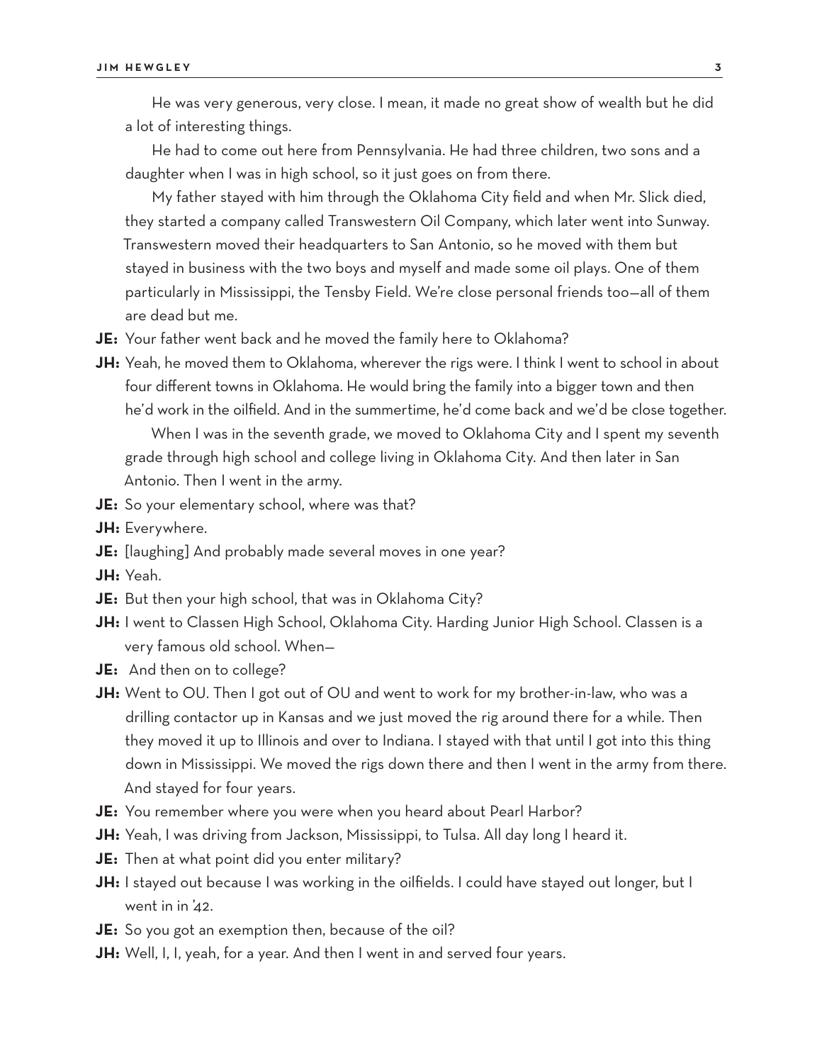He was very generous, very close. I mean, it made no great show of wealth but he did a lot of interesting things.

He had to come out here from Pennsylvania. He had three children, two sons and a daughter when I was in high school, so it just goes on from there.

My father stayed with him through the Oklahoma City field and when Mr. Slick died, they started a company called Transwestern Oil Company, which later went into Sunway. Transwestern moved their headquarters to San Antonio, so he moved with them but stayed in business with the two boys and myself and made some oil plays. One of them particularly in Mississippi, the Tensby Field. We're close personal friends too—all of them are dead but me.

**JE:** Your father went back and he moved the family here to Oklahoma?

**JH:** Yeah, he moved them to Oklahoma, wherever the rigs were. I think I went to school in about four different towns in Oklahoma. He would bring the family into a bigger town and then he'd work in the oilfield. And in the summertime, he'd come back and we'd be close together.

When I was in the seventh grade, we moved to Oklahoma City and I spent my seventh grade through high school and college living in Oklahoma City. And then later in San Antonio. Then I went in the army.

**JE:** So your elementary school, where was that?

**JH:** Everywhere.

**JE:** [laughing] And probably made several moves in one year?

**JH:** Yeah.

**JE:** But then your high school, that was in Oklahoma City?

**JH:** I went to Classen High School, Oklahoma City. Harding Junior High School. Classen is a very famous old school. When—

**JE:** And then on to college?

**JH:** Went to OU. Then I got out of OU and went to work for my brother-in-law, who was a drilling contactor up in Kansas and we just moved the rig around there for a while. Then they moved it up to Illinois and over to Indiana. I stayed with that until I got into this thing down in Mississippi. We moved the rigs down there and then I went in the army from there. And stayed for four years.

**JE:** You remember where you were when you heard about Pearl Harbor?

**JH:** Yeah, I was driving from Jackson, Mississippi, to Tulsa. All day long I heard it.

**JE:** Then at what point did you enter military?

**JH:** I stayed out because I was working in the oilfields. I could have stayed out longer, but I went in in '42.

**JE:** So you got an exemption then, because of the oil?

**JH:** Well, I, I, yeah, for a year. And then I went in and served four years.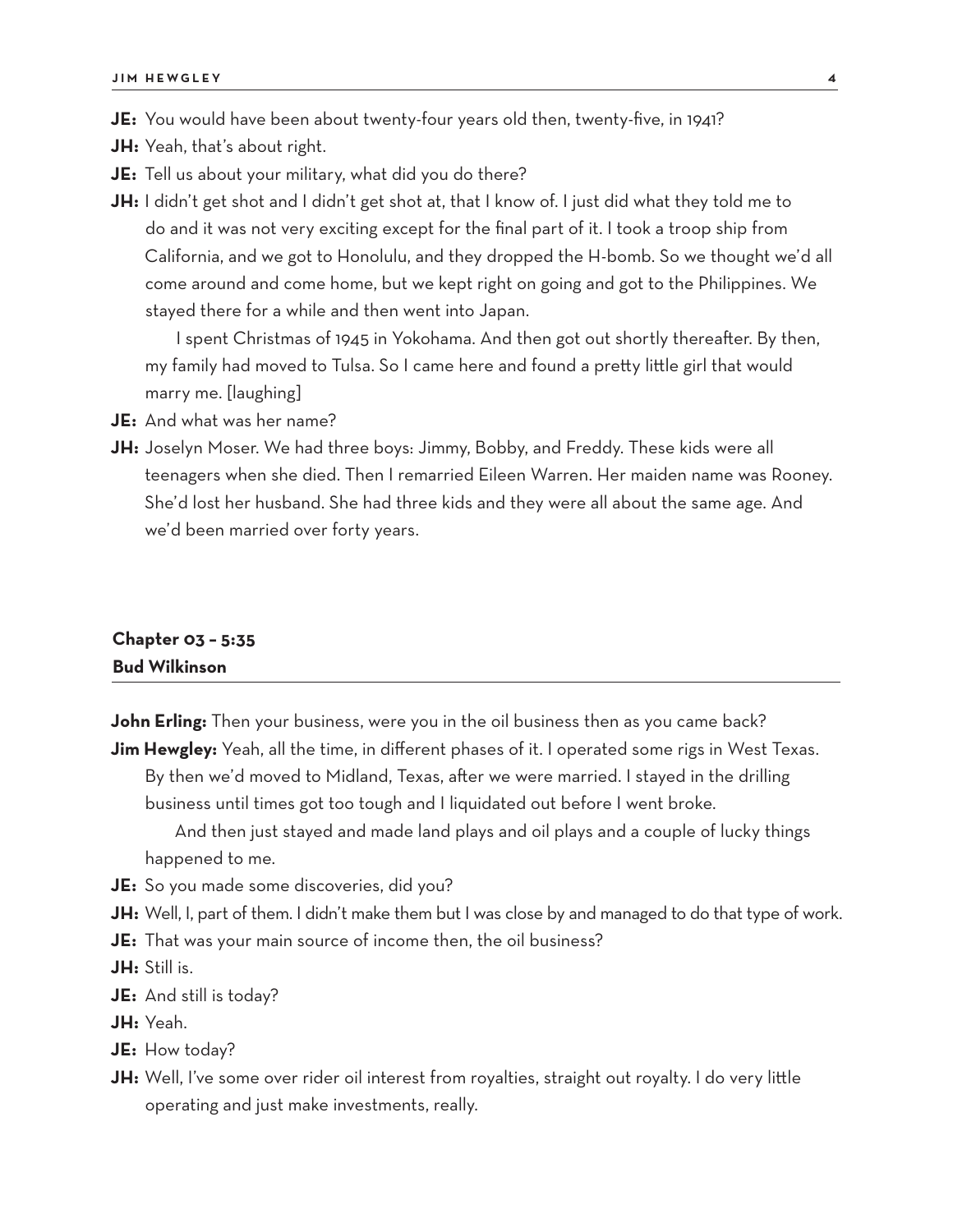**JE:** You would have been about twenty-four years old then, twenty-five, in 1941?

**JH:** Yeah, that's about right.

**JE:** Tell us about your military, what did you do there?

**JH:** I didn't get shot and I didn't get shot at, that I know of. I just did what they told me to do and it was not very exciting except for the final part of it. I took a troop ship from California, and we got to Honolulu, and they dropped the H-bomb. So we thought we'd all come around and come home, but we kept right on going and got to the Philippines. We stayed there for a while and then went into Japan.

I spent Christmas of 1945 in Yokohama. And then got out shortly thereafter. By then, my family had moved to Tulsa. So I came here and found a pretty little girl that would marry me. [laughing]

**JE:** And what was her name?

**JH:** Joselyn Moser. We had three boys: Jimmy, Bobby, and Freddy. These kids were all teenagers when she died. Then I remarried Eileen Warren. Her maiden name was Rooney. She'd lost her husband. She had three kids and they were all about the same age. And we'd been married over forty years.

## Chapter 03 – 5:35
## Bud Wilkinson

**John Erling:** Then your business, were you in the oil business then as you came back?

**Jim Hewgley:** Yeah, all the time, in different phases of it. I operated some rigs in West Texas. By then we'd moved to Midland, Texas, after we were married. I stayed in the drilling business until times got too tough and I liquidated out before I went broke.

And then just stayed and made land plays and oil plays and a couple of lucky things happened to me.

**JE:** So you made some discoveries, did you?

**JH:** Well, I, part of them. I didn't make them but I was close by and managed to do that type of work.

**JE:** That was your main source of income then, the oil business?

**JH:** Still is.

**JE:** And still is today?

**JH:** Yeah.

**JE:** How today?

**JH:** Well, I've some over rider oil interest from royalties, straight out royalty. I do very little operating and just make investments, really.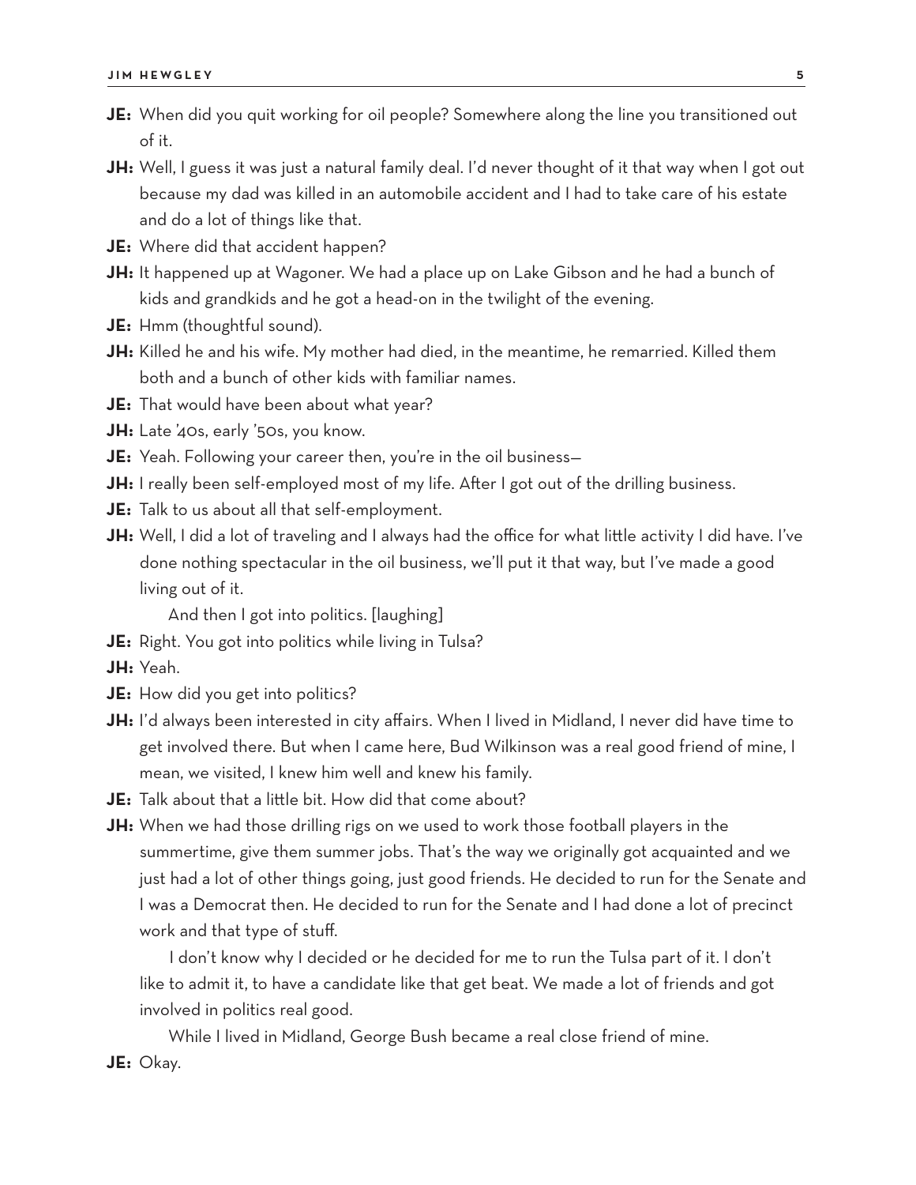**JE:** When did you quit working for oil people? Somewhere along the line you transitioned out of it.

**JH:** Well, I guess it was just a natural family deal. I'd never thought of it that way when I got out because my dad was killed in an automobile accident and I had to take care of his estate and do a lot of things like that.

**JE:** Where did that accident happen?

**JH:** It happened up at Wagoner. We had a place up on Lake Gibson and he had a bunch of kids and grandkids and he got a head-on in the twilight of the evening.

**JE:** Hmm (thoughtful sound).

**JH:** Killed he and his wife. My mother had died, in the meantime, he remarried. Killed them both and a bunch of other kids with familiar names.

**JE:** That would have been about what year?

**JH:** Late '40s, early '50s, you know.

**JE:** Yeah. Following your career then, you're in the oil business—

**JH:** I really been self-employed most of my life. After I got out of the drilling business.

**JE:** Talk to us about all that self-employment.

**JH:** Well, I did a lot of traveling and I always had the office for what little activity I did have. I've done nothing spectacular in the oil business, we'll put it that way, but I've made a good living out of it.

And then I got into politics. [laughing]

**JE:** Right. You got into politics while living in Tulsa?

**JH:** Yeah.

**JE:** How did you get into politics?

**JH:** I'd always been interested in city affairs. When I lived in Midland, I never did have time to get involved there. But when I came here, Bud Wilkinson was a real good friend of mine, I mean, we visited, I knew him well and knew his family.

**JE:** Talk about that a little bit. How did that come about?

**JH:** When we had those drilling rigs on we used to work those football players in the summertime, give them summer jobs. That's the way we originally got acquainted and we just had a lot of other things going, just good friends. He decided to run for the Senate and I was a Democrat then. He decided to run for the Senate and I had done a lot of precinct work and that type of stuff.

I don't know why I decided or he decided for me to run the Tulsa part of it. I don't like to admit it, to have a candidate like that get beat. We made a lot of friends and got involved in politics real good.

While I lived in Midland, George Bush became a real close friend of mine.

**JE:** Okay.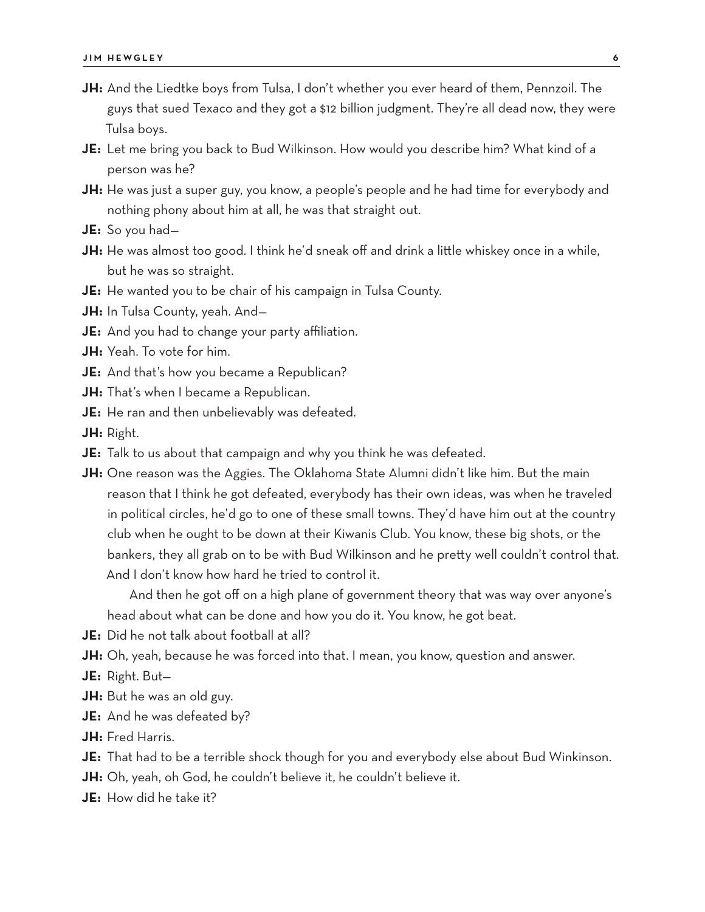**JH:** And the Liedtke boys from Tulsa, I don't whether you ever heard of them, Pennzoil. The guys that sued Texaco and they got a $12 billion judgment. They're all dead now, they were Tulsa boys.

**JE:** Let me bring you back to Bud Wilkinson. How would you describe him? What kind of a person was he?

**JH:** He was just a super guy, you know, a people's people and he had time for everybody and nothing phony about him at all, he was that straight out.

**JE:** So you had—

**JH:** He was almost too good. I think he'd sneak off and drink a little whiskey once in a while, but he was so straight.

**JE:** He wanted you to be chair of his campaign in Tulsa County.

**JH:** In Tulsa County, yeah. And—

**JE:** And you had to change your party affiliation.

**JH:** Yeah. To vote for him.

**JE:** And that's how you became a Republican?

**JH:** That's when I became a Republican.

**JE:** He ran and then unbelievably was defeated.

**JH:** Right.

**JE:** Talk to us about that campaign and why you think he was defeated.

**JH:** One reason was the Aggies. The Oklahoma State Alumni didn't like him. But the main reason that I think he got defeated, everybody has their own ideas, was when he traveled in political circles, he'd go to one of these small towns. They'd have him out at the country club when he ought to be down at their Kiwanis Club. You know, these big shots, or the bankers, they all grab on to be with Bud Wilkinson and he pretty well couldn't control that. And I don't know how hard he tried to control it.

And then he got off on a high plane of government theory that was way over anyone's head about what can be done and how you do it. You know, he got beat.

**JE:** Did he not talk about football at all?

**JH:** Oh, yeah, because he was forced into that. I mean, you know, question and answer.

**JE:** Right. But—

**JH:** But he was an old guy.

**JE:** And he was defeated by?

**JH:** Fred Harris.

**JE:** That had to be a terrible shock though for you and everybody else about Bud Winkinson.

**JH:** Oh, yeah, oh God, he couldn't believe it, he couldn't believe it.

**JE:** How did he take it?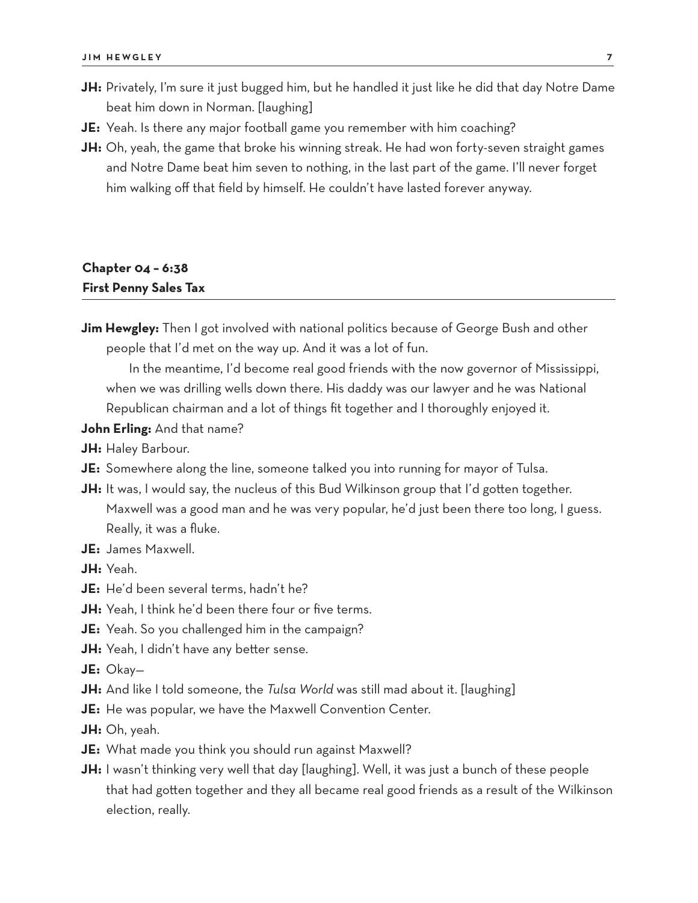**JH:** Privately, I'm sure it just bugged him, but he handled it just like he did that day Notre Dame beat him down in Norman. [laughing]

**JE:** Yeah. Is there any major football game you remember with him coaching?

**JH:** Oh, yeah, the game that broke his winning streak. He had won forty-seven straight games and Notre Dame beat him seven to nothing, in the last part of the game. I'll never forget him walking off that field by himself. He couldn't have lasted forever anyway.

## Chapter 04 – 6:38
## First Penny Sales Tax

**Jim Hewgley:** Then I got involved with national politics because of George Bush and other people that I'd met on the way up. And it was a lot of fun.

In the meantime, I'd become real good friends with the now governor of Mississippi, when we was drilling wells down there. His daddy was our lawyer and he was National Republican chairman and a lot of things fit together and I thoroughly enjoyed it.

**John Erling:** And that name?

**JH:** Haley Barbour.

**JE:** Somewhere along the line, someone talked you into running for mayor of Tulsa.

**JH:** It was, I would say, the nucleus of this Bud Wilkinson group that I'd gotten together. Maxwell was a good man and he was very popular, he'd just been there too long, I guess. Really, it was a fluke.

**JE:** James Maxwell.

**JH:** Yeah.

**JE:** He'd been several terms, hadn't he?

**JH:** Yeah, I think he'd been there four or five terms.

**JE:** Yeah. So you challenged him in the campaign?

**JH:** Yeah, I didn't have any better sense.

**JE:** Okay—

**JH:** And like I told someone, the *Tulsa World* was still mad about it. [laughing]

**JE:** He was popular, we have the Maxwell Convention Center.

**JH:** Oh, yeah.

**JE:** What made you think you should run against Maxwell?

**JH:** I wasn't thinking very well that day [laughing]. Well, it was just a bunch of these people that had gotten together and they all became real good friends as a result of the Wilkinson election, really.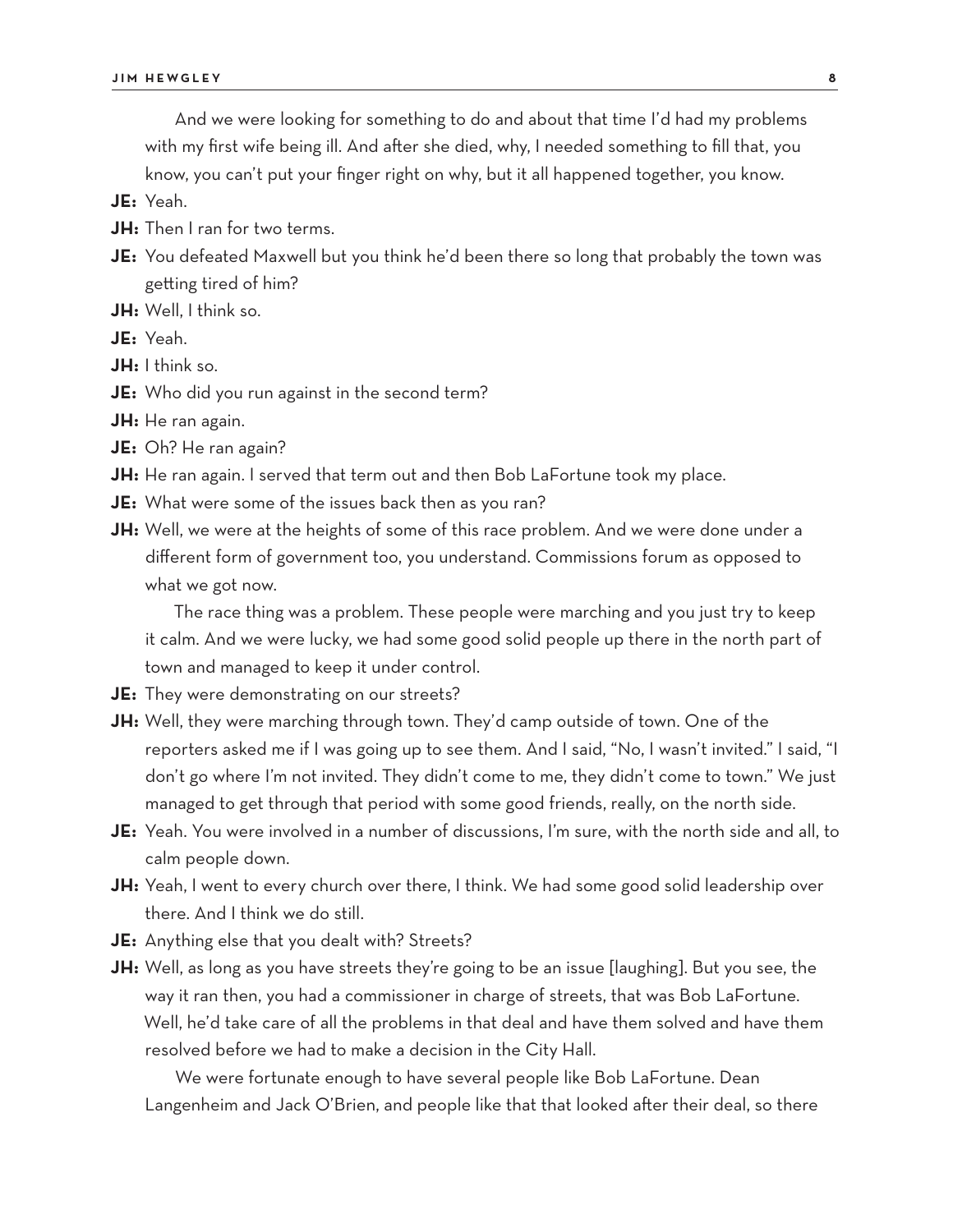And we were looking for something to do and about that time I'd had my problems with my first wife being ill. And after she died, why, I needed something to fill that, you know, you can't put your finger right on why, but it all happened together, you know.

**JE:** Yeah.

**JH:** Then I ran for two terms.

**JE:** You defeated Maxwell but you think he'd been there so long that probably the town was getting tired of him?

**JH:** Well, I think so.

**JE:** Yeah.

**JH:** I think so.

**JE:** Who did you run against in the second term?

**JH:** He ran again.

**JE:** Oh? He ran again?

**JH:** He ran again. I served that term out and then Bob LaFortune took my place.

**JE:** What were some of the issues back then as you ran?

**JH:** Well, we were at the heights of some of this race problem. And we were done under a different form of government too, you understand. Commissions forum as opposed to what we got now.

The race thing was a problem. These people were marching and you just try to keep it calm. And we were lucky, we had some good solid people up there in the north part of town and managed to keep it under control.

**JE:** They were demonstrating on our streets?

**JH:** Well, they were marching through town. They'd camp outside of town. One of the reporters asked me if I was going up to see them. And I said, "No, I wasn't invited." I said, "I don't go where I'm not invited. They didn't come to me, they didn't come to town." We just managed to get through that period with some good friends, really, on the north side.

**JE:** Yeah. You were involved in a number of discussions, I'm sure, with the north side and all, to calm people down.

**JH:** Yeah, I went to every church over there, I think. We had some good solid leadership over there. And I think we do still.

**JE:** Anything else that you dealt with? Streets?

**JH:** Well, as long as you have streets they're going to be an issue [laughing]. But you see, the way it ran then, you had a commissioner in charge of streets, that was Bob LaFortune. Well, he'd take care of all the problems in that deal and have them solved and have them resolved before we had to make a decision in the City Hall.

We were fortunate enough to have several people like Bob LaFortune. Dean Langenheim and Jack O'Brien, and people like that that looked after their deal, so there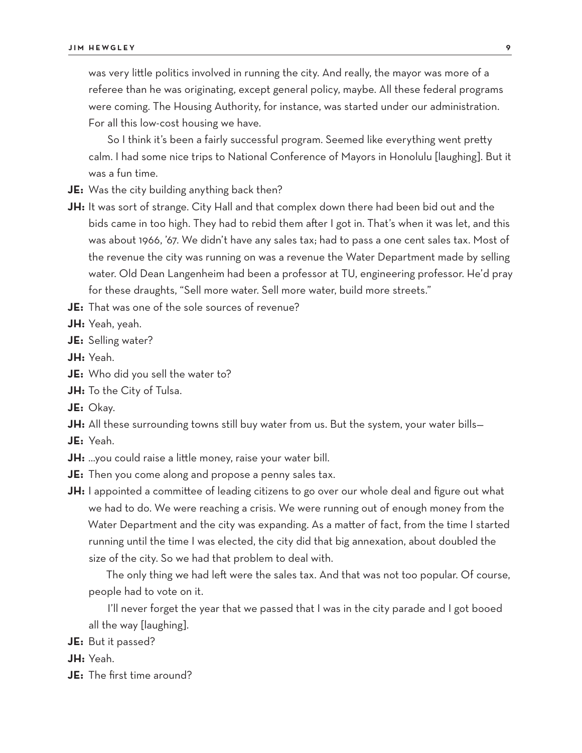was very little politics involved in running the city. And really, the mayor was more of a referee than he was originating, except general policy, maybe. All these federal programs were coming. The Housing Authority, for instance, was started under our administration. For all this low-cost housing we have.

So I think it's been a fairly successful program. Seemed like everything went pretty calm. I had some nice trips to National Conference of Mayors in Honolulu [laughing]. But it was a fun time.

**JE:** Was the city building anything back then?

**JH:** It was sort of strange. City Hall and that complex down there had been bid out and the bids came in too high. They had to rebid them after I got in. That's when it was let, and this was about 1966, '67. We didn't have any sales tax; had to pass a one cent sales tax. Most of the revenue the city was running on was a revenue the Water Department made by selling water. Old Dean Langenheim had been a professor at TU, engineering professor. He'd pray for these draughts, "Sell more water. Sell more water, build more streets."

**JE:** That was one of the sole sources of revenue?

**JH:** Yeah, yeah.

**JE:** Selling water?

**JH:** Yeah.

**JE:** Who did you sell the water to?

**JH:** To the City of Tulsa.

**JE:** Okay.

**JH:** All these surrounding towns still buy water from us. But the system, your water bills—

**JE:** Yeah.

**JH:** …you could raise a little money, raise your water bill.

**JE:** Then you come along and propose a penny sales tax.

**JH:** I appointed a committee of leading citizens to go over our whole deal and figure out what we had to do. We were reaching a crisis. We were running out of enough money from the Water Department and the city was expanding. As a matter of fact, from the time I started running until the time I was elected, the city did that big annexation, about doubled the size of the city. So we had that problem to deal with.

The only thing we had left were the sales tax. And that was not too popular. Of course, people had to vote on it.

I'll never forget the year that we passed that I was in the city parade and I got booed all the way [laughing].

**JE:** But it passed?

**JH:** Yeah.

**JE:** The first time around?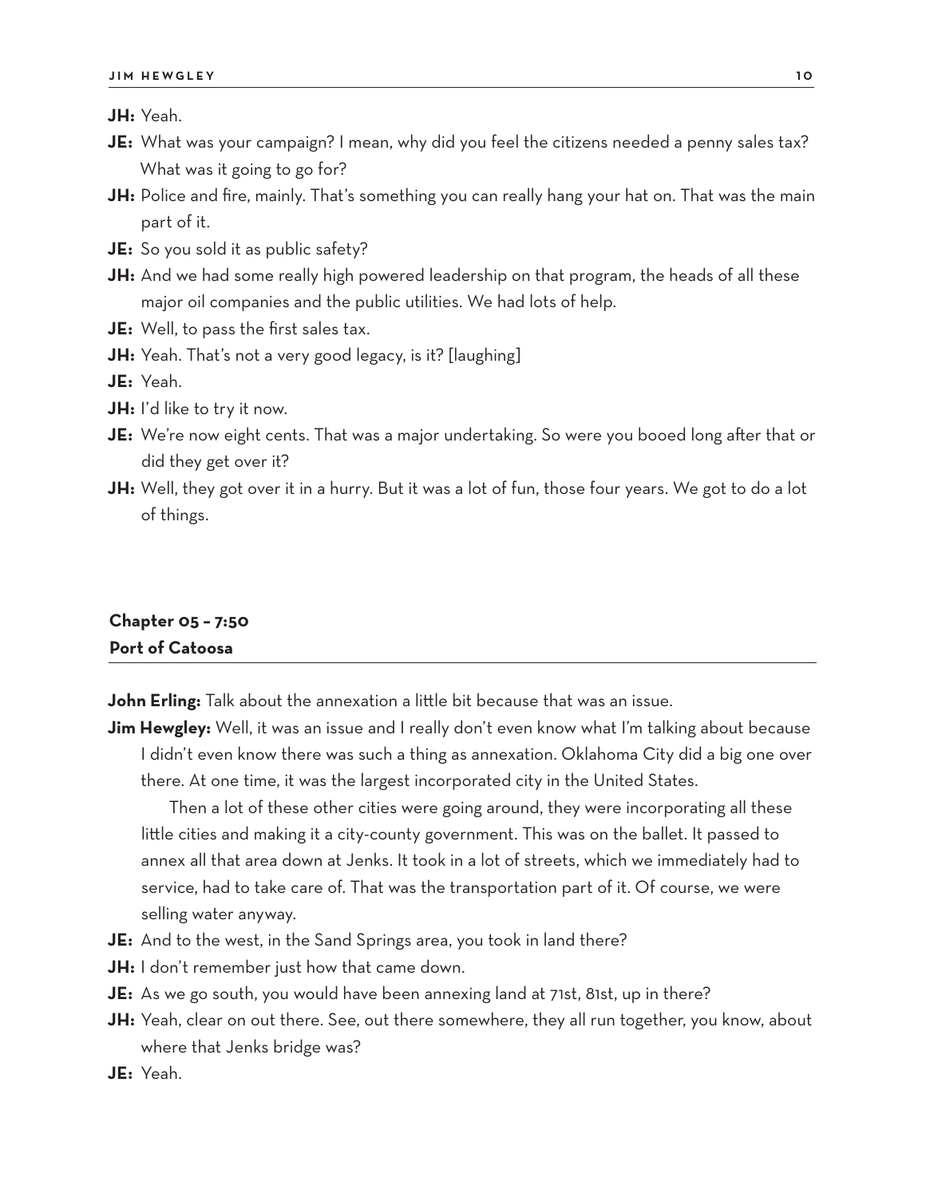**JH:** Yeah.

**JE:** What was your campaign? I mean, why did you feel the citizens needed a penny sales tax? What was it going to go for?

**JH:** Police and fire, mainly. That's something you can really hang your hat on. That was the main part of it.

**JE:** So you sold it as public safety?

**JH:** And we had some really high powered leadership on that program, the heads of all these major oil companies and the public utilities. We had lots of help.

**JE:** Well, to pass the first sales tax.

**JH:** Yeah. That's not a very good legacy, is it? [laughing]

**JE:** Yeah.

**JH:** I'd like to try it now.

**JE:** We're now eight cents. That was a major undertaking. So were you booed long after that or did they get over it?

**JH:** Well, they got over it in a hurry. But it was a lot of fun, those four years. We got to do a lot of things.

## Chapter 05 – 7:50
## Port of Catoosa

**John Erling:** Talk about the annexation a little bit because that was an issue.

**Jim Hewgley:** Well, it was an issue and I really don't even know what I'm talking about because I didn't even know there was such a thing as annexation. Oklahoma City did a big one over there. At one time, it was the largest incorporated city in the United States.

Then a lot of these other cities were going around, they were incorporating all these little cities and making it a city-county government. This was on the ballet. It passed to annex all that area down at Jenks. It took in a lot of streets, which we immediately had to service, had to take care of. That was the transportation part of it. Of course, we were selling water anyway.

**JE:** And to the west, in the Sand Springs area, you took in land there?

**JH:** I don't remember just how that came down.

**JE:** As we go south, you would have been annexing land at 71st, 81st, up in there?

**JH:** Yeah, clear on out there. See, out there somewhere, they all run together, you know, about where that Jenks bridge was?

**JE:** Yeah.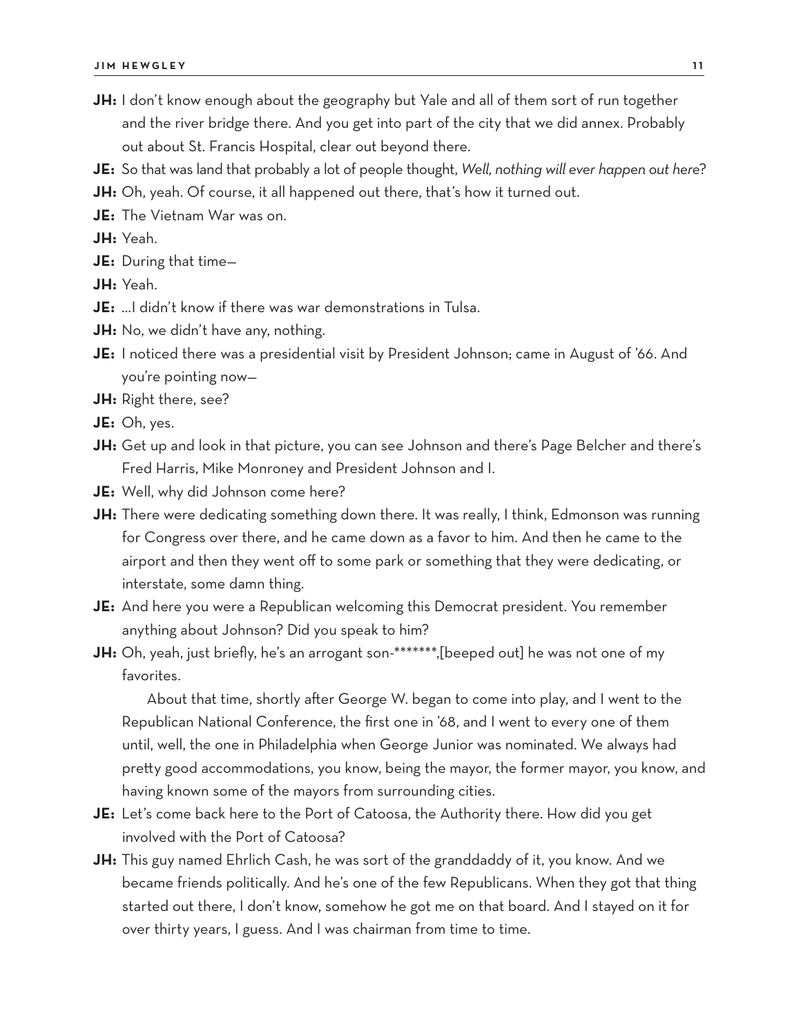**JH:** I don't know enough about the geography but Yale and all of them sort of run together and the river bridge there. And you get into part of the city that we did annex. Probably out about St. Francis Hospital, clear out beyond there.

**JE:** So that was land that probably a lot of people thought, *Well, nothing will ever happen out here*?

**JH:** Oh, yeah. Of course, it all happened out there, that's how it turned out.

**JE:** The Vietnam War was on.

**JH:** Yeah.

**JE:** During that time—

**JH:** Yeah.

**JE:** …I didn't know if there was war demonstrations in Tulsa.

**JH:** No, we didn't have any, nothing.

**JE:** I noticed there was a presidential visit by President Johnson; came in August of '66. And you're pointing now—

**JH:** Right there, see?

**JE:** Oh, yes.

**JH:** Get up and look in that picture, you can see Johnson and there's Page Belcher and there's Fred Harris, Mike Monroney and President Johnson and I.

**JE:** Well, why did Johnson come here?

**JH:** There were dedicating something down there. It was really, I think, Edmonson was running for Congress over there, and he came down as a favor to him. And then he came to the airport and then they went off to some park or something that they were dedicating, or interstate, some damn thing.

**JE:** And here you were a Republican welcoming this Democrat president. You remember anything about Johnson? Did you speak to him?

**JH:** Oh, yeah, just briefly, he's an arrogant son-*******,[beeped out] he was not one of my favorites.

About that time, shortly after George W. began to come into play, and I went to the Republican National Conference, the first one in '68, and I went to every one of them until, well, the one in Philadelphia when George Junior was nominated. We always had pretty good accommodations, you know, being the mayor, the former mayor, you know, and having known some of the mayors from surrounding cities.

**JE:** Let's come back here to the Port of Catoosa, the Authority there. How did you get involved with the Port of Catoosa?

**JH:** This guy named Ehrlich Cash, he was sort of the granddaddy of it, you know. And we became friends politically. And he's one of the few Republicans. When they got that thing started out there, I don't know, somehow he got me on that board. And I stayed on it for over thirty years, I guess. And I was chairman from time to time.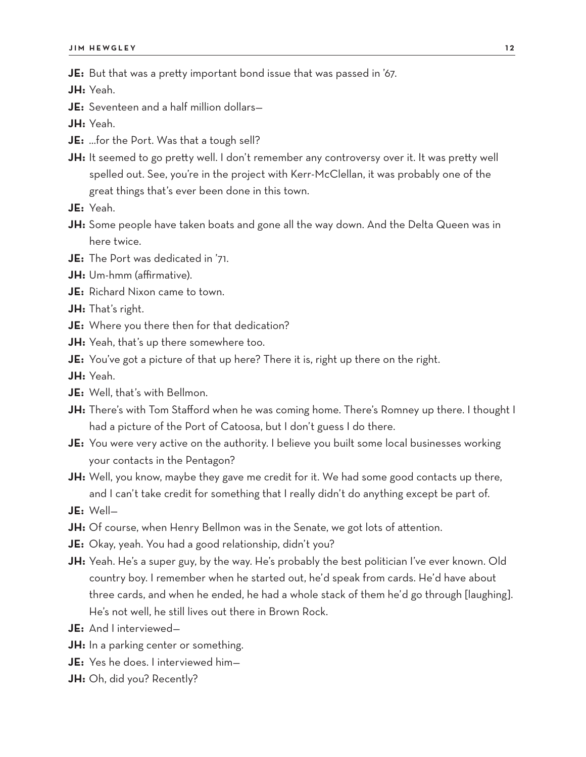**JE:** But that was a pretty important bond issue that was passed in '67.

**JH:** Yeah.

**JE:** Seventeen and a half million dollars—

**JH:** Yeah.

**JE:** …for the Port. Was that a tough sell?

**JH:** It seemed to go pretty well. I don't remember any controversy over it. It was pretty well spelled out. See, you're in the project with Kerr-McClellan, it was probably one of the great things that's ever been done in this town.

**JE:** Yeah.

**JH:** Some people have taken boats and gone all the way down. And the Delta Queen was in here twice.

**JE:** The Port was dedicated in '71.

**JH:** Um-hmm (affirmative).

**JE:** Richard Nixon came to town.

**JH:** That's right.

**JE:** Where you there then for that dedication?

**JH:** Yeah, that's up there somewhere too.

**JE:** You've got a picture of that up here? There it is, right up there on the right.

**JH:** Yeah.

**JE:** Well, that's with Bellmon.

**JH:** There's with Tom Stafford when he was coming home. There's Romney up there. I thought I had a picture of the Port of Catoosa, but I don't guess I do there.

**JE:** You were very active on the authority. I believe you built some local businesses working your contacts in the Pentagon?

**JH:** Well, you know, maybe they gave me credit for it. We had some good contacts up there, and I can't take credit for something that I really didn't do anything except be part of.

**JE:** Well—

**JH:** Of course, when Henry Bellmon was in the Senate, we got lots of attention.

**JE:** Okay, yeah. You had a good relationship, didn't you?

**JH:** Yeah. He's a super guy, by the way. He's probably the best politician I've ever known. Old country boy. I remember when he started out, he'd speak from cards. He'd have about three cards, and when he ended, he had a whole stack of them he'd go through [laughing]. He's not well, he still lives out there in Brown Rock.

**JE:** And I interviewed—

**JH:** In a parking center or something.

**JE:** Yes he does. I interviewed him—

**JH:** Oh, did you? Recently?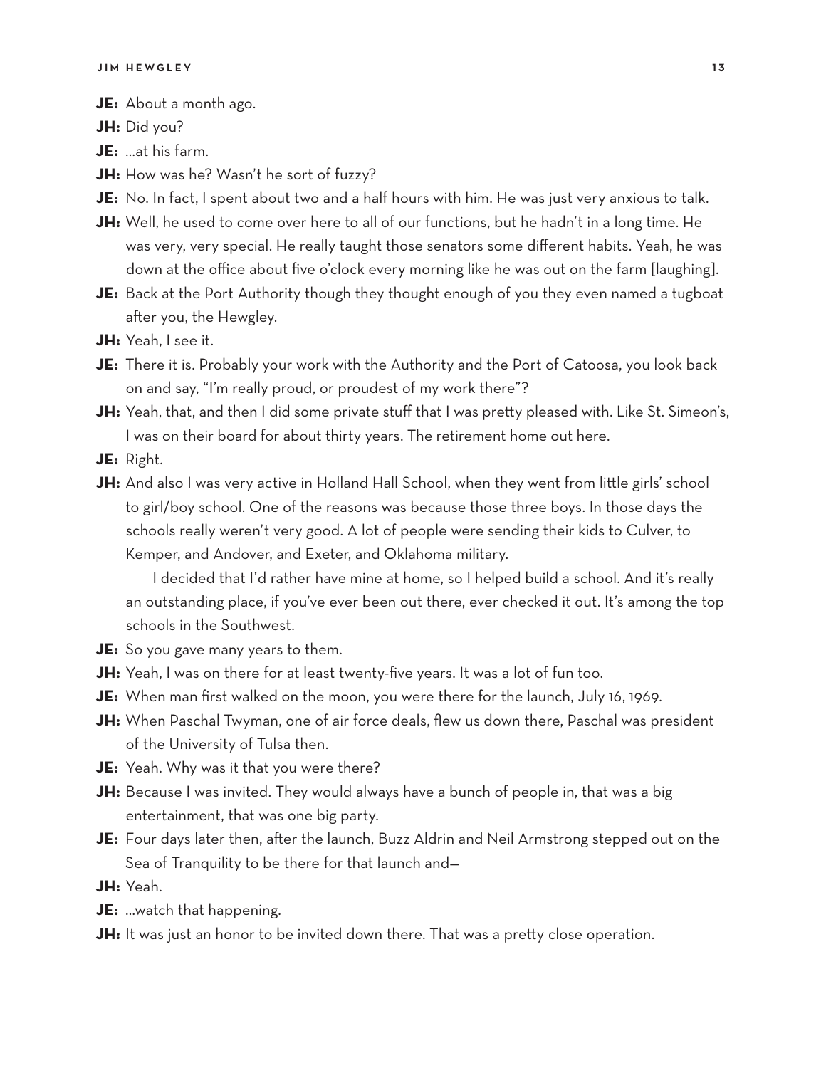**JE:** About a month ago.

**JH:** Did you?

**JE:** …at his farm.

**JH:** How was he? Wasn't he sort of fuzzy?

**JE:** No. In fact, I spent about two and a half hours with him. He was just very anxious to talk.

**JH:** Well, he used to come over here to all of our functions, but he hadn't in a long time. He was very, very special. He really taught those senators some different habits. Yeah, he was down at the office about five o'clock every morning like he was out on the farm [laughing].

**JE:** Back at the Port Authority though they thought enough of you they even named a tugboat after you, the Hewgley.

**JH:** Yeah, I see it.

**JE:** There it is. Probably your work with the Authority and the Port of Catoosa, you look back on and say, "I'm really proud, or proudest of my work there"?

**JH:** Yeah, that, and then I did some private stuff that I was pretty pleased with. Like St. Simeon's, I was on their board for about thirty years. The retirement home out here.

**JE:** Right.

**JH:** And also I was very active in Holland Hall School, when they went from little girls' school to girl/boy school. One of the reasons was because those three boys. In those days the schools really weren't very good. A lot of people were sending their kids to Culver, to Kemper, and Andover, and Exeter, and Oklahoma military.

I decided that I'd rather have mine at home, so I helped build a school. And it's really an outstanding place, if you've ever been out there, ever checked it out. It's among the top schools in the Southwest.

**JE:** So you gave many years to them.

**JH:** Yeah, I was on there for at least twenty-five years. It was a lot of fun too.

**JE:** When man first walked on the moon, you were there for the launch, July 16, 1969.

**JH:** When Paschal Twyman, one of air force deals, flew us down there, Paschal was president of the University of Tulsa then.

**JE:** Yeah. Why was it that you were there?

**JH:** Because I was invited. They would always have a bunch of people in, that was a big entertainment, that was one big party.

**JE:** Four days later then, after the launch, Buzz Aldrin and Neil Armstrong stepped out on the Sea of Tranquility to be there for that launch and—

**JH:** Yeah.

**JE:** …watch that happening.

**JH:** It was just an honor to be invited down there. That was a pretty close operation.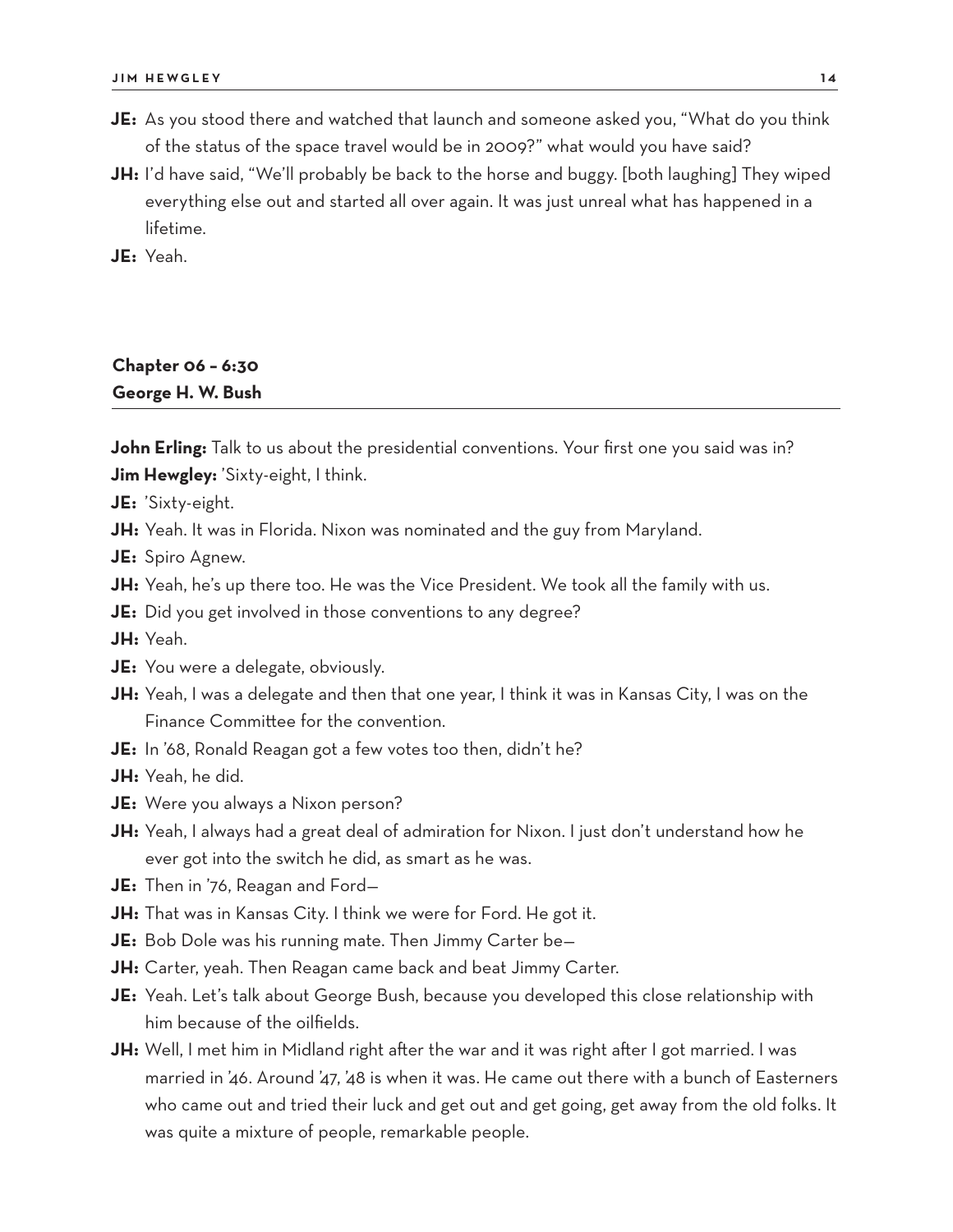**JE:** As you stood there and watched that launch and someone asked you, "What do you think of the status of the space travel would be in 2009?" what would you have said?

**JH:** I'd have said, "We'll probably be back to the horse and buggy. [both laughing] They wiped everything else out and started all over again. It was just unreal what has happened in a lifetime.

**JE:** Yeah.

## Chapter 06 – 6:30
## George H. W. Bush

**John Erling:** Talk to us about the presidential conventions. Your first one you said was in?

**Jim Hewgley:** 'Sixty-eight, I think.

**JE:** 'Sixty-eight.

**JH:** Yeah. It was in Florida. Nixon was nominated and the guy from Maryland.

**JE:** Spiro Agnew.

**JH:** Yeah, he's up there too. He was the Vice President. We took all the family with us.

**JE:** Did you get involved in those conventions to any degree?

**JH:** Yeah.

**JE:** You were a delegate, obviously.

**JH:** Yeah, I was a delegate and then that one year, I think it was in Kansas City, I was on the Finance Committee for the convention.

**JE:** In '68, Ronald Reagan got a few votes too then, didn't he?

**JH:** Yeah, he did.

**JE:** Were you always a Nixon person?

**JH:** Yeah, I always had a great deal of admiration for Nixon. I just don't understand how he ever got into the switch he did, as smart as he was.

**JE:** Then in '76, Reagan and Ford—

**JH:** That was in Kansas City. I think we were for Ford. He got it.

**JE:** Bob Dole was his running mate. Then Jimmy Carter be—

**JH:** Carter, yeah. Then Reagan came back and beat Jimmy Carter.

**JE:** Yeah. Let's talk about George Bush, because you developed this close relationship with him because of the oilfields.

**JH:** Well, I met him in Midland right after the war and it was right after I got married. I was married in '46. Around '47, '48 is when it was. He came out there with a bunch of Easterners who came out and tried their luck and get out and get going, get away from the old folks. It was quite a mixture of people, remarkable people.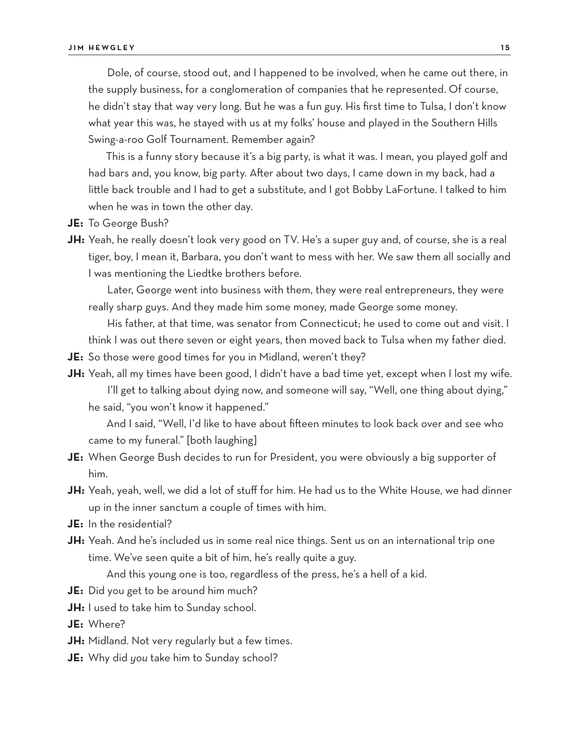Dole, of course, stood out, and I happened to be involved, when he came out there, in the supply business, for a conglomeration of companies that he represented. Of course, he didn't stay that way very long. But he was a fun guy. His first time to Tulsa, I don't know what year this was, he stayed with us at my folks' house and played in the Southern Hills Swing-a-roo Golf Tournament. Remember again?

This is a funny story because it's a big party, is what it was. I mean, you played golf and had bars and, you know, big party. After about two days, I came down in my back, had a little back trouble and I had to get a substitute, and I got Bobby LaFortune. I talked to him when he was in town the other day.

**JE:** To George Bush?

**JH:** Yeah, he really doesn't look very good on TV. He's a super guy and, of course, she is a real tiger, boy, I mean it, Barbara, you don't want to mess with her. We saw them all socially and I was mentioning the Liedtke brothers before.

Later, George went into business with them, they were real entrepreneurs, they were really sharp guys. And they made him some money, made George some money.

His father, at that time, was senator from Connecticut; he used to come out and visit. I think I was out there seven or eight years, then moved back to Tulsa when my father died.

**JE:** So those were good times for you in Midland, weren't they?

**JH:** Yeah, all my times have been good, I didn't have a bad time yet, except when I lost my wife.

I'll get to talking about dying now, and someone will say, "Well, one thing about dying," he said, "you won't know it happened."

And I said, "Well, I'd like to have about fifteen minutes to look back over and see who came to my funeral." [both laughing]

**JE:** When George Bush decides to run for President, you were obviously a big supporter of him.

**JH:** Yeah, yeah, well, we did a lot of stuff for him. He had us to the White House, we had dinner up in the inner sanctum a couple of times with him.

**JE:** In the residential?

**JH:** Yeah. And he's included us in some real nice things. Sent us on an international trip one time. We've seen quite a bit of him, he's really quite a guy.

And this young one is too, regardless of the press, he's a hell of a kid.

**JE:** Did you get to be around him much?

**JH:** I used to take him to Sunday school.

**JE:** Where?

**JH:** Midland. Not very regularly but a few times.

**JE:** Why did *you* take him to Sunday school?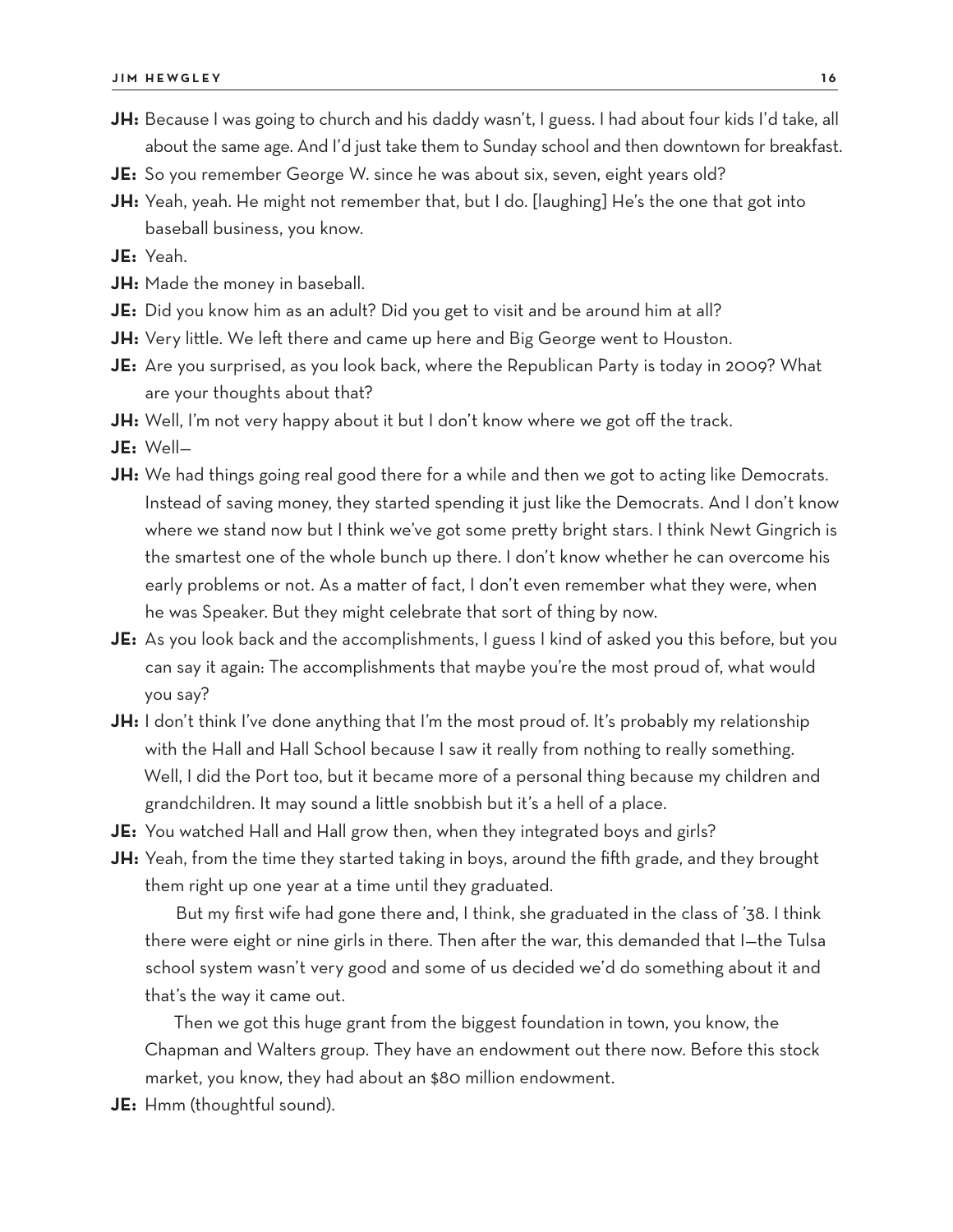**JH:** Because I was going to church and his daddy wasn't, I guess. I had about four kids I'd take, all about the same age. And I'd just take them to Sunday school and then downtown for breakfast.

**JE:** So you remember George W. since he was about six, seven, eight years old?

**JH:** Yeah, yeah. He might not remember that, but I do. [laughing] He's the one that got into baseball business, you know.

**JE:** Yeah.

**JH:** Made the money in baseball.

**JE:** Did you know him as an adult? Did you get to visit and be around him at all?

**JH:** Very little. We left there and came up here and Big George went to Houston.

**JE:** Are you surprised, as you look back, where the Republican Party is today in 2009? What are your thoughts about that?

**JH:** Well, I'm not very happy about it but I don't know where we got off the track.

**JE:** Well—

**JH:** We had things going real good there for a while and then we got to acting like Democrats. Instead of saving money, they started spending it just like the Democrats. And I don't know where we stand now but I think we've got some pretty bright stars. I think Newt Gingrich is the smartest one of the whole bunch up there. I don't know whether he can overcome his early problems or not. As a matter of fact, I don't even remember what they were, when he was Speaker. But they might celebrate that sort of thing by now.

**JE:** As you look back and the accomplishments, I guess I kind of asked you this before, but you can say it again: The accomplishments that maybe you're the most proud of, what would you say?

**JH:** I don't think I've done anything that I'm the most proud of. It's probably my relationship with the Hall and Hall School because I saw it really from nothing to really something. Well, I did the Port too, but it became more of a personal thing because my children and grandchildren. It may sound a little snobbish but it's a hell of a place.

**JE:** You watched Hall and Hall grow then, when they integrated boys and girls?

**JH:** Yeah, from the time they started taking in boys, around the fifth grade, and they brought them right up one year at a time until they graduated.

But my first wife had gone there and, I think, she graduated in the class of '38. I think there were eight or nine girls in there. Then after the war, this demanded that I—the Tulsa school system wasn't very good and some of us decided we'd do something about it and that's the way it came out.

Then we got this huge grant from the biggest foundation in town, you know, the Chapman and Walters group. They have an endowment out there now. Before this stock market, you know, they had about an $80 million endowment.

**JE:** Hmm (thoughtful sound).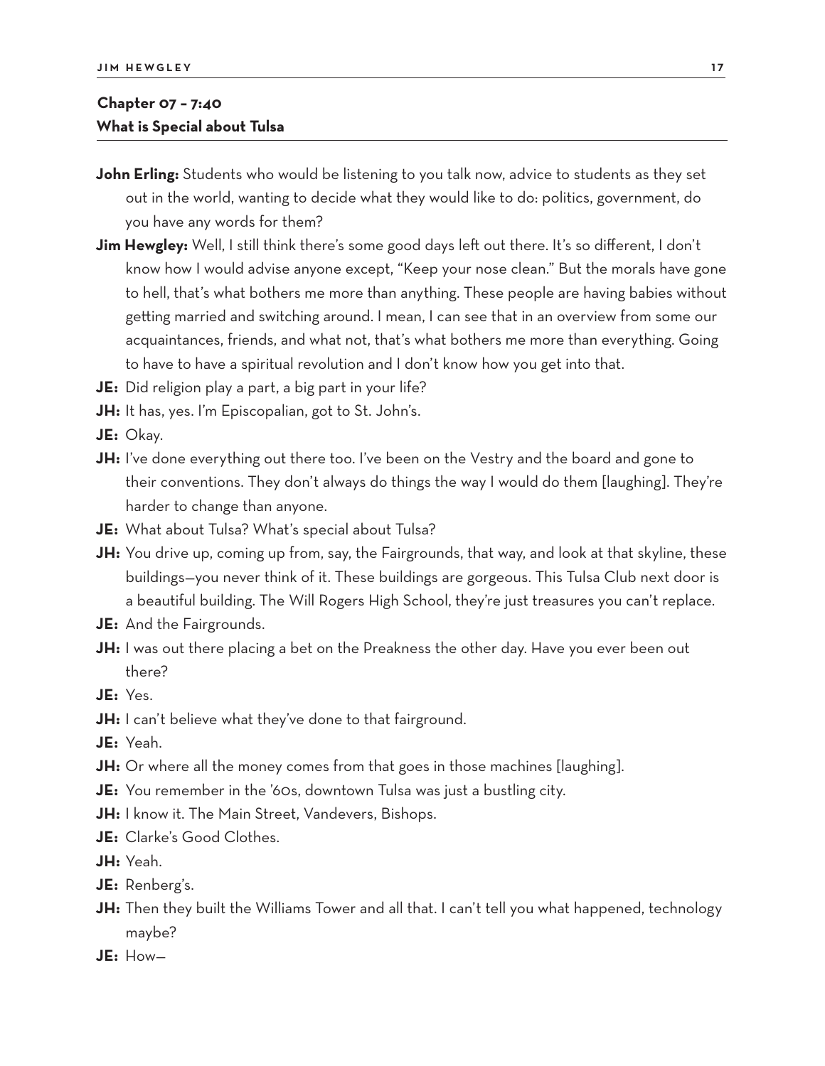## Chapter 07 – 7:40
## What is Special about Tulsa

**John Erling:** Students who would be listening to you talk now, advice to students as they set out in the world, wanting to decide what they would like to do: politics, government, do you have any words for them?

**Jim Hewgley:** Well, I still think there's some good days left out there. It's so different, I don't know how I would advise anyone except, "Keep your nose clean." But the morals have gone to hell, that's what bothers me more than anything. These people are having babies without getting married and switching around. I mean, I can see that in an overview from some our acquaintances, friends, and what not, that's what bothers me more than everything. Going to have to have a spiritual revolution and I don't know how you get into that.

**JE:** Did religion play a part, a big part in your life?

**JH:** It has, yes. I'm Episcopalian, got to St. John's.

**JE:** Okay.

**JH:** I've done everything out there too. I've been on the Vestry and the board and gone to their conventions. They don't always do things the way I would do them [laughing]. They're harder to change than anyone.

**JE:** What about Tulsa? What's special about Tulsa?

**JH:** You drive up, coming up from, say, the Fairgrounds, that way, and look at that skyline, these buildings—you never think of it. These buildings are gorgeous. This Tulsa Club next door is a beautiful building. The Will Rogers High School, they're just treasures you can't replace.

**JE:** And the Fairgrounds.

**JH:** I was out there placing a bet on the Preakness the other day. Have you ever been out there?

**JE:** Yes.

**JH:** I can't believe what they've done to that fairground.

**JE:** Yeah.

**JH:** Or where all the money comes from that goes in those machines [laughing].

**JE:** You remember in the '60s, downtown Tulsa was just a bustling city.

**JH:** I know it. The Main Street, Vandevers, Bishops.

**JE:** Clarke's Good Clothes.

**JH:** Yeah.

**JE:** Renberg's.

**JH:** Then they built the Williams Tower and all that. I can't tell you what happened, technology maybe?

**JE:** How—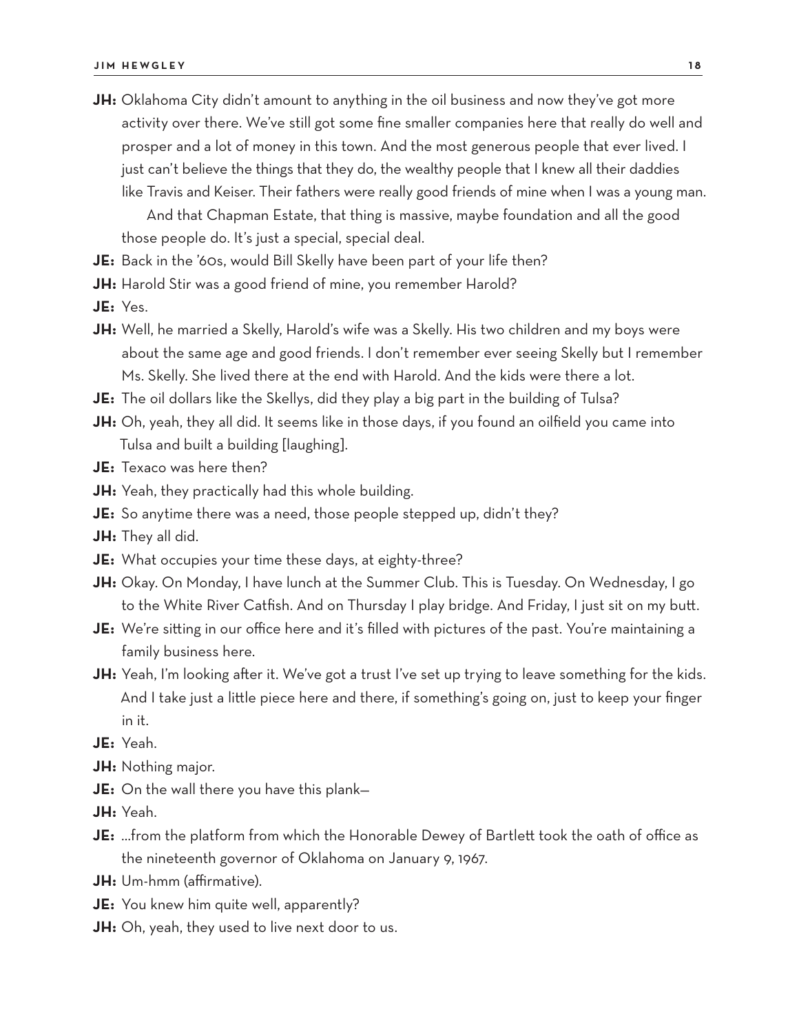**JH:** Oklahoma City didn't amount to anything in the oil business and now they've got more activity over there. We've still got some fine smaller companies here that really do well and prosper and a lot of money in this town. And the most generous people that ever lived. I just can't believe the things that they do, the wealthy people that I knew all their daddies like Travis and Keiser. Their fathers were really good friends of mine when I was a young man.

And that Chapman Estate, that thing is massive, maybe foundation and all the good those people do. It's just a special, special deal.

**JE:** Back in the '60s, would Bill Skelly have been part of your life then?

**JH:** Harold Stir was a good friend of mine, you remember Harold?

**JE:** Yes.

**JH:** Well, he married a Skelly, Harold's wife was a Skelly. His two children and my boys were about the same age and good friends. I don't remember ever seeing Skelly but I remember Ms. Skelly. She lived there at the end with Harold. And the kids were there a lot.

**JE:** The oil dollars like the Skellys, did they play a big part in the building of Tulsa?

**JH:** Oh, yeah, they all did. It seems like in those days, if you found an oilfield you came into Tulsa and built a building [laughing].

**JE:** Texaco was here then?

**JH:** Yeah, they practically had this whole building.

**JE:** So anytime there was a need, those people stepped up, didn't they?

**JH:** They all did.

**JE:** What occupies your time these days, at eighty-three?

**JH:** Okay. On Monday, I have lunch at the Summer Club. This is Tuesday. On Wednesday, I go to the White River Catfish. And on Thursday I play bridge. And Friday, I just sit on my butt.

**JE:** We're sitting in our office here and it's filled with pictures of the past. You're maintaining a family business here.

**JH:** Yeah, I'm looking after it. We've got a trust I've set up trying to leave something for the kids. And I take just a little piece here and there, if something's going on, just to keep your finger in it.

**JE:** Yeah.

**JH:** Nothing major.

**JE:** On the wall there you have this plank—

**JH:** Yeah.

**JE:** …from the platform from which the Honorable Dewey of Bartlett took the oath of office as the nineteenth governor of Oklahoma on January 9, 1967.

**JH:** Um-hmm (affirmative).

**JE:** You knew him quite well, apparently?

**JH:** Oh, yeah, they used to live next door to us.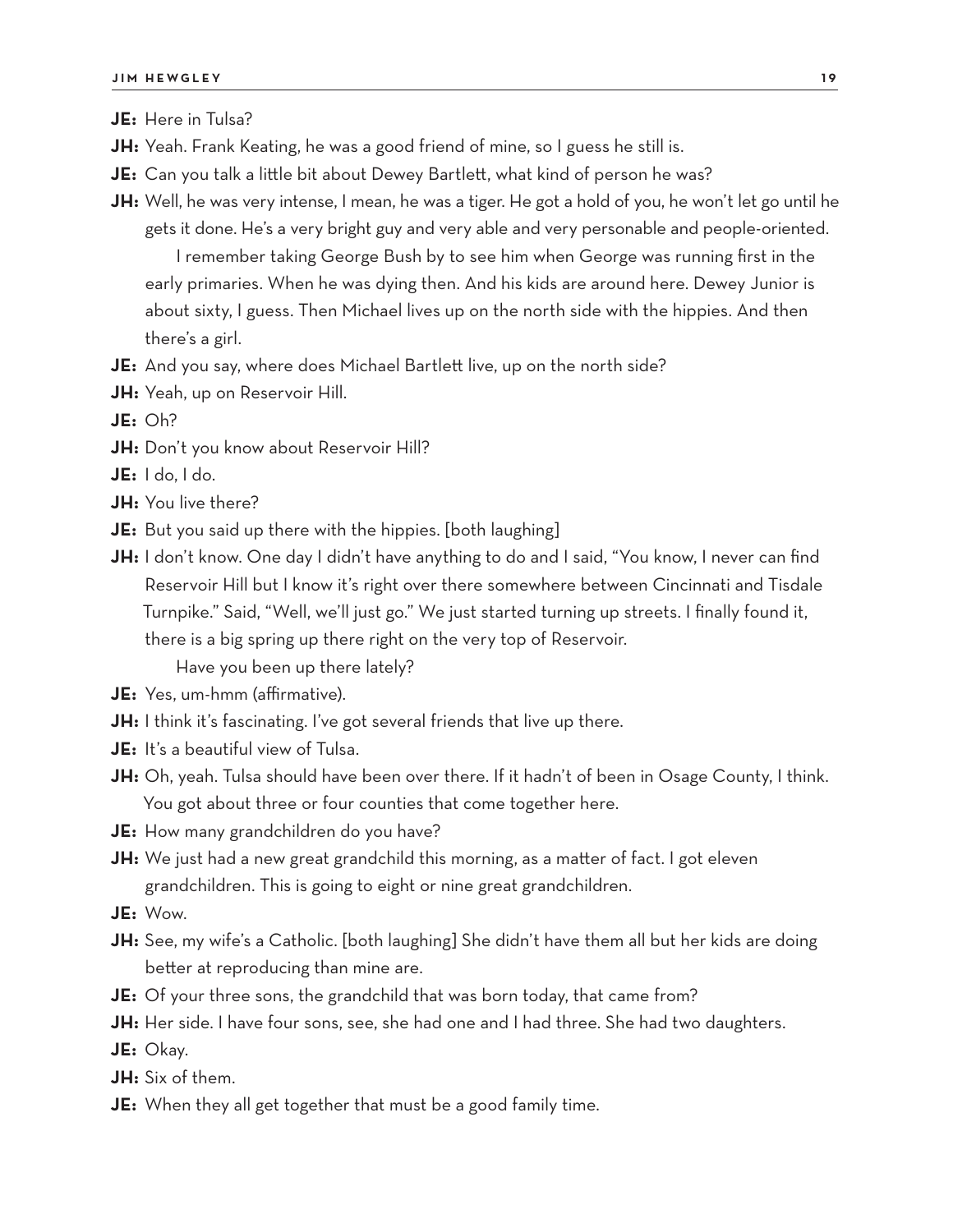**JE:** Here in Tulsa?

**JH:** Yeah. Frank Keating, he was a good friend of mine, so I guess he still is.

**JE:** Can you talk a little bit about Dewey Bartlett, what kind of person he was?

**JH:** Well, he was very intense, I mean, he was a tiger. He got a hold of you, he won't let go until he gets it done. He's a very bright guy and very able and very personable and people-oriented.

I remember taking George Bush by to see him when George was running first in the early primaries. When he was dying then. And his kids are around here. Dewey Junior is about sixty, I guess. Then Michael lives up on the north side with the hippies. And then there's a girl.

**JE:** And you say, where does Michael Bartlett live, up on the north side?

**JH:** Yeah, up on Reservoir Hill.

**JE:** Oh?

**JH:** Don't you know about Reservoir Hill?

**JE:** I do, I do.

**JH:** You live there?

**JE:** But you said up there with the hippies. [both laughing]

**JH:** I don't know. One day I didn't have anything to do and I said, "You know, I never can find Reservoir Hill but I know it's right over there somewhere between Cincinnati and Tisdale Turnpike." Said, "Well, we'll just go." We just started turning up streets. I finally found it, there is a big spring up there right on the very top of Reservoir.

Have you been up there lately?

**JE:** Yes, um-hmm (affirmative).

**JH:** I think it's fascinating. I've got several friends that live up there.

**JE:** It's a beautiful view of Tulsa.

**JH:** Oh, yeah. Tulsa should have been over there. If it hadn't of been in Osage County, I think. You got about three or four counties that come together here.

**JE:** How many grandchildren do you have?

**JH:** We just had a new great grandchild this morning, as a matter of fact. I got eleven grandchildren. This is going to eight or nine great grandchildren.

**JE:** Wow.

**JH:** See, my wife's a Catholic. [both laughing] She didn't have them all but her kids are doing better at reproducing than mine are.

**JE:** Of your three sons, the grandchild that was born today, that came from?

**JH:** Her side. I have four sons, see, she had one and I had three. She had two daughters.

**JE:** Okay.

**JH:** Six of them.

**JE:** When they all get together that must be a good family time.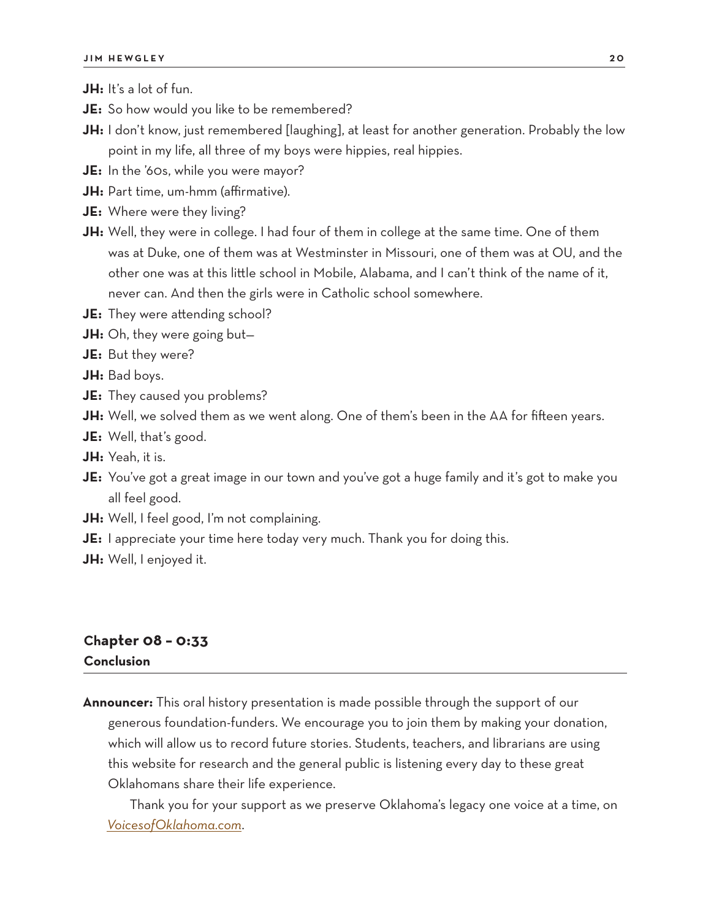**JH:** It's a lot of fun.

**JE:** So how would you like to be remembered?

**JH:** I don't know, just remembered [laughing], at least for another generation. Probably the low point in my life, all three of my boys were hippies, real hippies.

**JE:** In the '60s, while you were mayor?

**JH:** Part time, um-hmm (affirmative).

**JE:** Where were they living?

**JH:** Well, they were in college. I had four of them in college at the same time. One of them was at Duke, one of them was at Westminster in Missouri, one of them was at OU, and the other one was at this little school in Mobile, Alabama, and I can't think of the name of it, never can. And then the girls were in Catholic school somewhere.

**JE:** They were attending school?

**JH:** Oh, they were going but—

**JE:** But they were?

**JH:** Bad boys.

**JE:** They caused you problems?

**JH:** Well, we solved them as we went along. One of them's been in the AA for fifteen years.

**JE:** Well, that's good.

**JH:** Yeah, it is.

**JE:** You've got a great image in our town and you've got a huge family and it's got to make you all feel good.

**JH:** Well, I feel good, I'm not complaining.

**JE:** I appreciate your time here today very much. Thank you for doing this.

**JH:** Well, I enjoyed it.

## Chapter 08 – 0:33
### Conclusion

**Announcer:** This oral history presentation is made possible through the support of our generous foundation-funders. We encourage you to join them by making your donation, which will allow us to record future stories. Students, teachers, and librarians are using this website for research and the general public is listening every day to these great Oklahomans share their life experience.

Thank you for your support as we preserve Oklahoma's legacy one voice at a time, on *VoicesofOklahoma.com*.